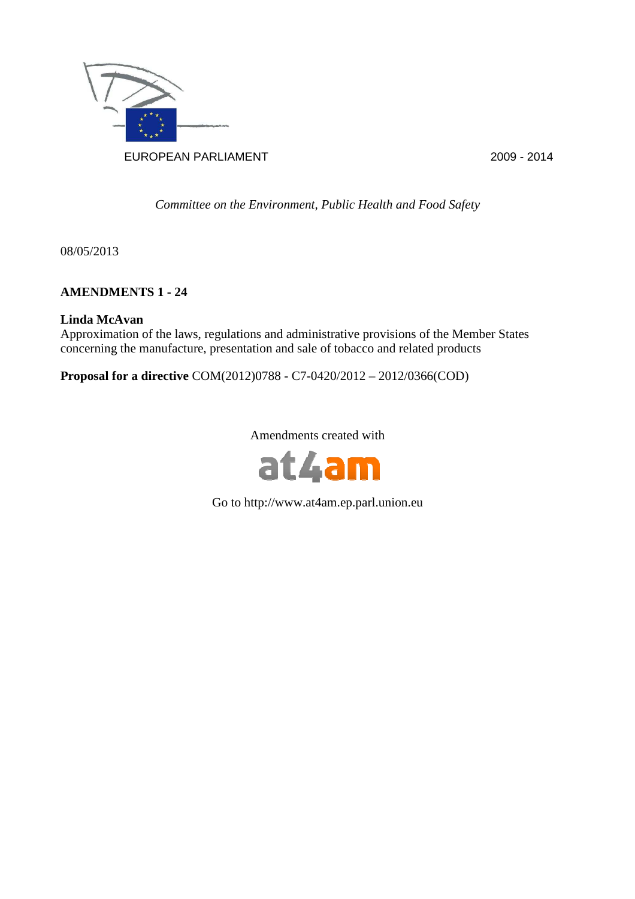EUROPEAN PARLIAMENT 2009 - 2014

*Committee on the Environment, Public Health and Food Safety*

08/05/2013

**AMENDMENTS 1 - 24**

**Linda McAvan**
Approximation of the laws, regulations and administrative provisions of the Member States concerning the manufacture, presentation and sale of tobacco and related products

**Proposal for a directive** COM(2012)0788 - C7-0420/2012 – 2012/0366(COD)

Amendments created with

at4am

Go to http://www.at4am.ep.parl.union.eu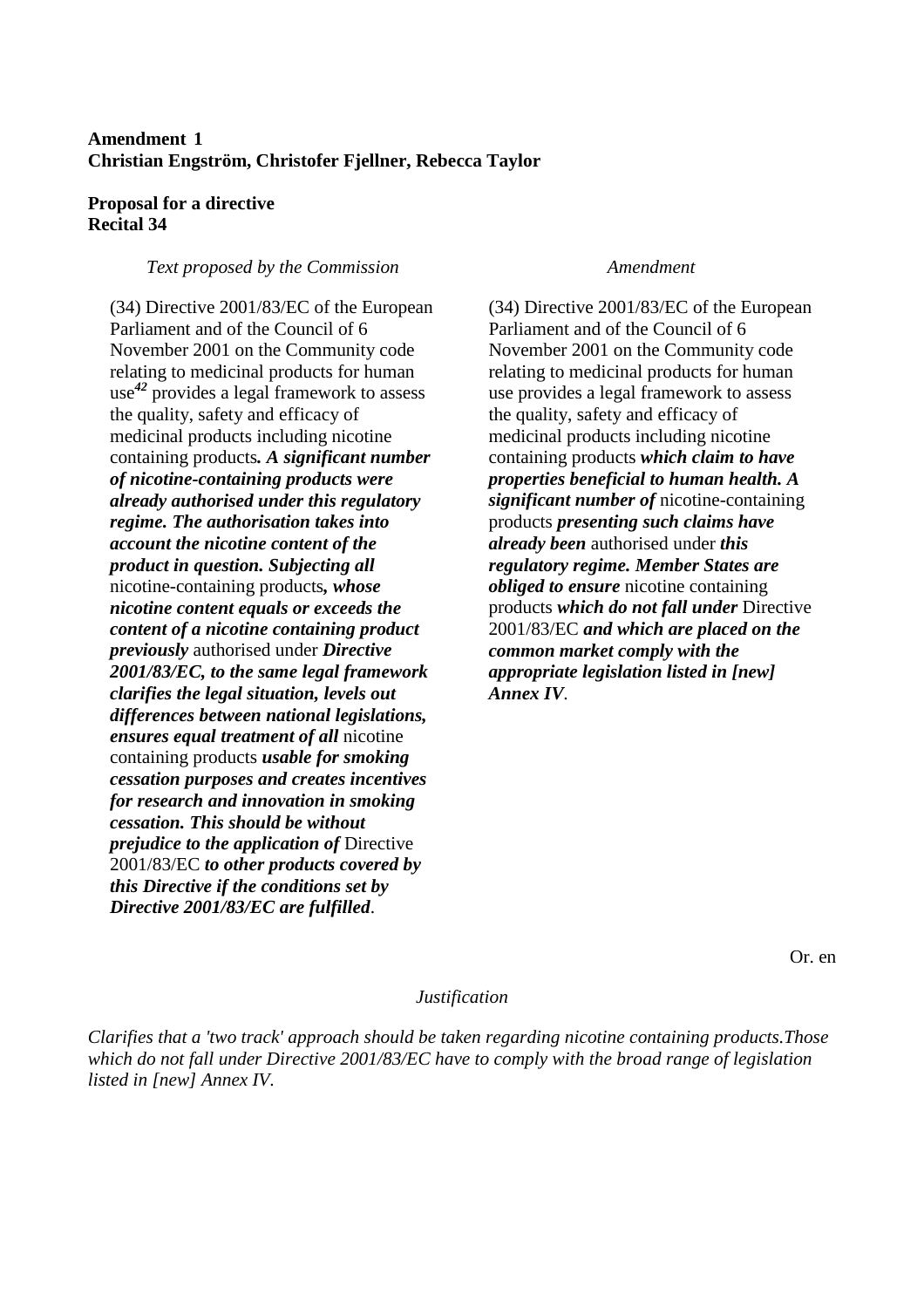**Amendment 1**
**Christian Engström, Christofer Fjellner, Rebecca Taylor**

**Proposal for a directive**
**Recital 34**

| *Text proposed by the Commission* | *Amendment* |
|---|---|
| (34) Directive 2001/83/EC of the European Parliament and of the Council of 6 November 2001 on the Community code relating to medicinal products for human use[42] provides a legal framework to assess the quality, safety and efficacy of medicinal products including nicotine containing products***. A significant number of nicotine-containing products were already authorised under this regulatory regime. The authorisation takes into account the nicotine content of the product in question. Subjecting all*** nicotine-containing products***, whose nicotine content equals or exceeds the content of a nicotine containing product previously*** authorised under ***Directive 2001/83/EC, to the same legal framework clarifies the legal situation, levels out differences between national legislations, ensures equal treatment of all*** nicotine containing products ***usable for smoking cessation purposes and creates incentives for research and innovation in smoking cessation. This should be without prejudice to the application of*** Directive 2001/83/EC ***to other products covered by this Directive if the conditions set by Directive 2001/83/EC are fulfilled***. | (34) Directive 2001/83/EC of the European Parliament and of the Council of 6 November 2001 on the Community code relating to medicinal products for human use provides a legal framework to assess the quality, safety and efficacy of medicinal products including nicotine containing products ***which claim to have properties beneficial to human health. A significant number of*** nicotine-containing products ***presenting such claims have already been*** authorised under ***this regulatory regime. Member States are obliged to ensure*** nicotine containing products ***which do not fall under*** Directive 2001/83/EC ***and which are placed on the common market comply with the appropriate legislation listed in [new] Annex IV***. |

Or. en

*Justification*

*Clarifies that a 'two track' approach should be taken regarding nicotine containing products.Those which do not fall under Directive 2001/83/EC have to comply with the broad range of legislation listed in [new] Annex IV.*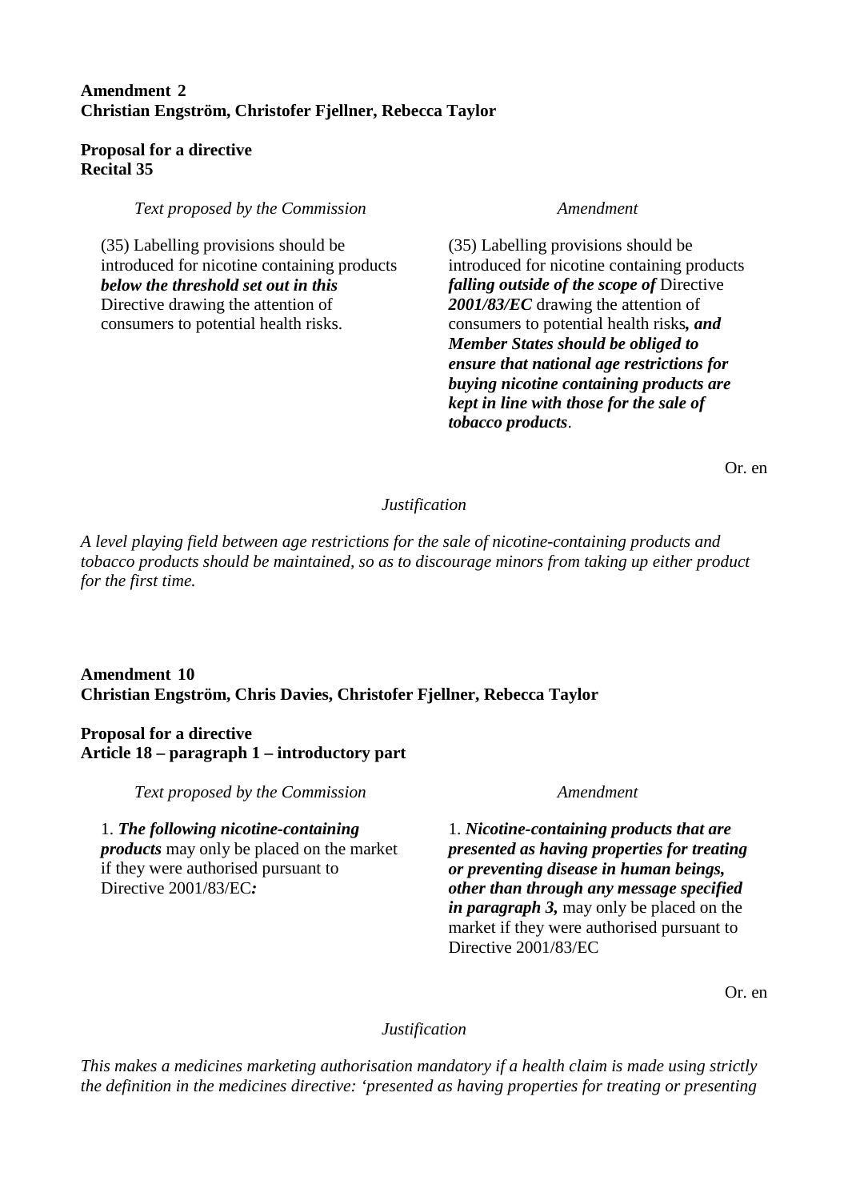**Amendment 2**
**Christian Engström, Christofer Fjellner, Rebecca Taylor**

**Proposal for a directive**
**Recital 35**

| *Text proposed by the Commission* | *Amendment* |
|---|---|
| (35) Labelling provisions should be introduced for nicotine containing products ***below the threshold set out in this*** Directive drawing the attention of consumers to potential health risks. | (35) Labelling provisions should be introduced for nicotine containing products ***falling outside of the scope of*** Directive ***2001/83/EC*** drawing the attention of consumers to potential health risks***, and Member States should be obliged to ensure that national age restrictions for buying nicotine containing products are kept in line with those for the sale of tobacco products***. |

Or. en

*Justification*

*A level playing field between age restrictions for the sale of nicotine-containing products and tobacco products should be maintained, so as to discourage minors from taking up either product for the first time.*

**Amendment 10**
**Christian Engström, Chris Davies, Christofer Fjellner, Rebecca Taylor**

**Proposal for a directive**
**Article 18 – paragraph 1 – introductory part**

| *Text proposed by the Commission* | *Amendment* |
|---|---|
| 1. ***The following nicotine-containing products*** may only be placed on the market if they were authorised pursuant to Directive 2001/83/EC***:*** | 1. ***Nicotine-containing products that are presented as having properties for treating or preventing disease in human beings, other than through any message specified in paragraph 3,*** may only be placed on the market if they were authorised pursuant to Directive 2001/83/EC |

Or. en

*Justification*

*This makes a medicines marketing authorisation mandatory if a health claim is made using strictly the definition in the medicines directive: 'presented as having properties for treating or presenting*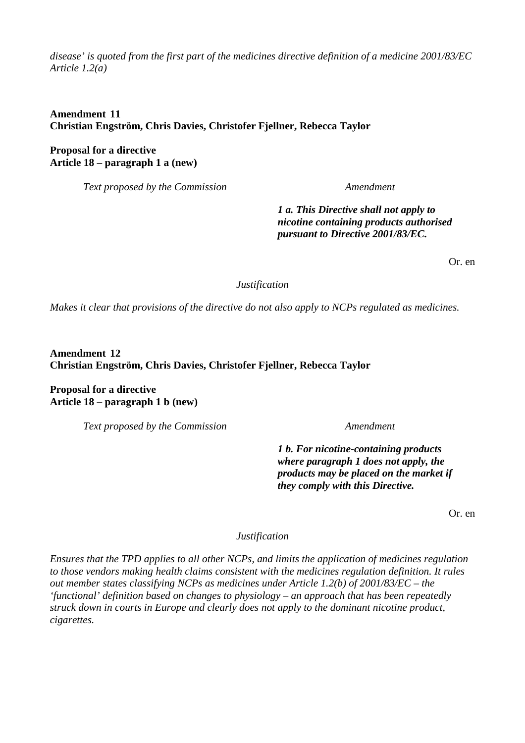*disease' is quoted from the first part of the medicines directive definition of a medicine 2001/83/EC Article 1.2(a)*

**Amendment 11**
**Christian Engström, Chris Davies, Christofer Fjellner, Rebecca Taylor**

**Proposal for a directive**
**Article 18 – paragraph 1 a (new)**

| *Text proposed by the Commission* | *Amendment* |
| --- | --- |
| | ***1 a. This Directive shall not apply to nicotine containing products authorised pursuant to Directive 2001/83/EC.*** |

Or. en

*Justification*

*Makes it clear that provisions of the directive do not also apply to NCPs regulated as medicines.*

**Amendment 12**
**Christian Engström, Chris Davies, Christofer Fjellner, Rebecca Taylor**

**Proposal for a directive**
**Article 18 – paragraph 1 b (new)**

| *Text proposed by the Commission* | *Amendment* |
| --- | --- |
| | ***1 b. For nicotine-containing products where paragraph 1 does not apply, the products may be placed on the market if they comply with this Directive.*** |

Or. en

*Justification*

*Ensures that the TPD applies to all other NCPs, and limits the application of medicines regulation to those vendors making health claims consistent with the medicines regulation definition. It rules out member states classifying NCPs as medicines under Article 1.2(b) of 2001/83/EC – the 'functional' definition based on changes to physiology – an approach that has been repeatedly struck down in courts in Europe and clearly does not apply to the dominant nicotine product, cigarettes.*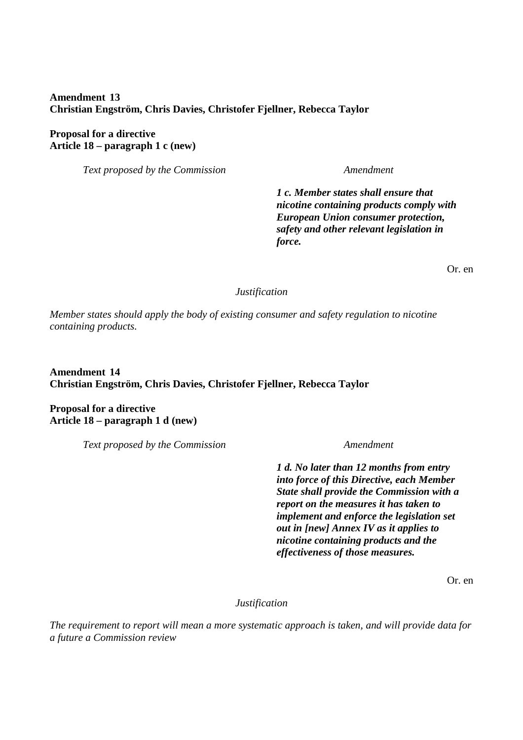**Amendment 13**
**Christian Engström, Chris Davies, Christofer Fjellner, Rebecca Taylor**

**Proposal for a directive**
**Article 18 – paragraph 1 c (new)**

| *Text proposed by the Commission* | *Amendment* |
| --- | --- |
| | ***1 c. Member states shall ensure that nicotine containing products comply with European Union consumer protection, safety and other relevant legislation in force.*** |

Or. en

*Justification*

*Member states should apply the body of existing consumer and safety regulation to nicotine containing products.*

**Amendment 14**
**Christian Engström, Chris Davies, Christofer Fjellner, Rebecca Taylor**

**Proposal for a directive**
**Article 18 – paragraph 1 d (new)**

| *Text proposed by the Commission* | *Amendment* |
| --- | --- |
| | ***1 d. No later than 12 months from entry into force of this Directive, each Member State shall provide the Commission with a report on the measures it has taken to implement and enforce the legislation set out in [new] Annex IV as it applies to nicotine containing products and the effectiveness of those measures.*** |

Or. en

*Justification*

*The requirement to report will mean a more systematic approach is taken, and will provide data for a future a Commission review*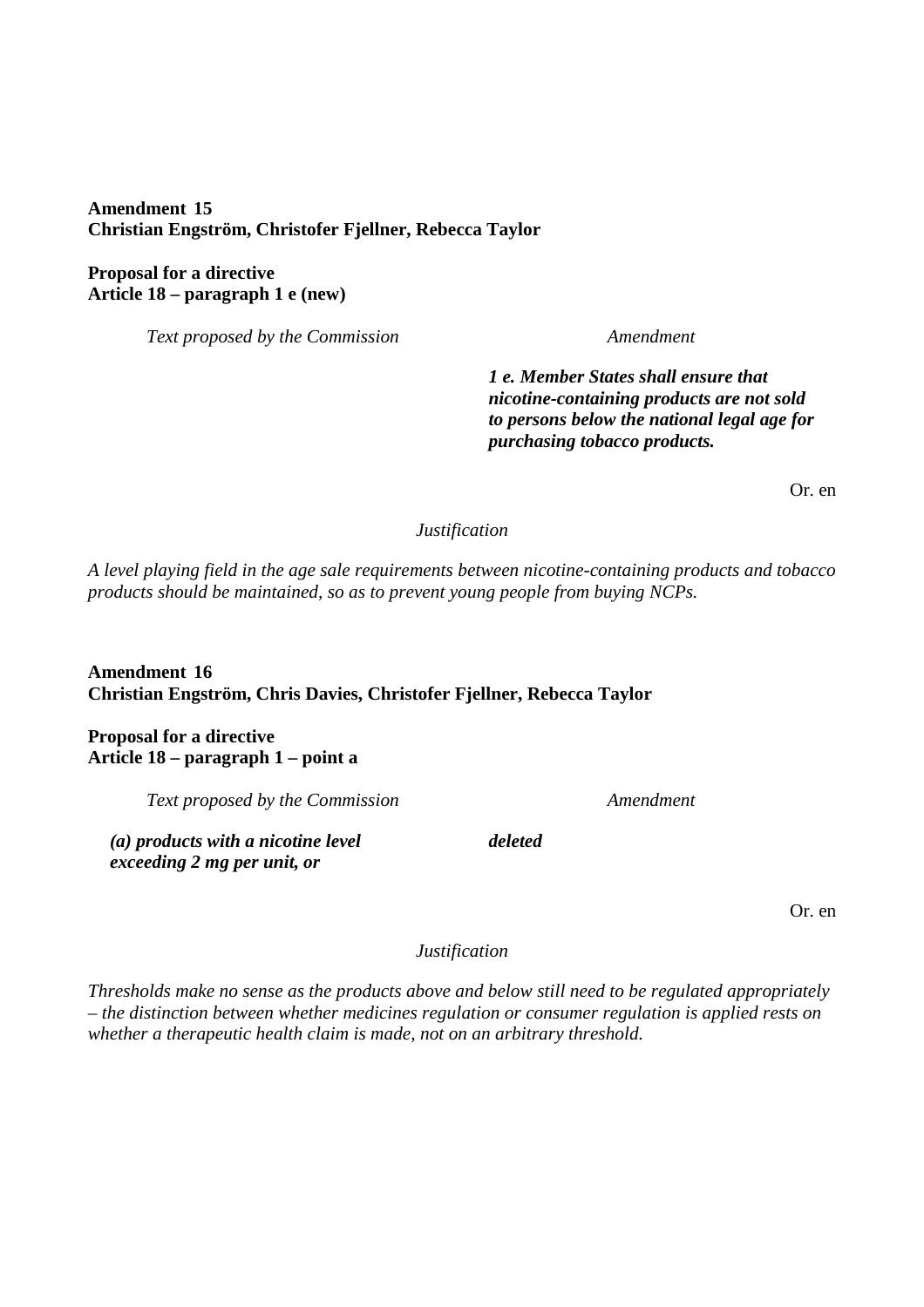**Amendment 15**
**Christian Engström, Christofer Fjellner, Rebecca Taylor**

**Proposal for a directive**
**Article 18 – paragraph 1 e (new)**

| *Text proposed by the Commission* | *Amendment* |
| --- | --- |
| | ***1 e. Member States shall ensure that nicotine-containing products are not sold to persons below the national legal age for purchasing tobacco products.*** |

Or. en

*Justification*

*A level playing field in the age sale requirements between nicotine-containing products and tobacco products should be maintained, so as to prevent young people from buying NCPs.*

**Amendment 16**
**Christian Engström, Chris Davies, Christofer Fjellner, Rebecca Taylor**

**Proposal for a directive**
**Article 18 – paragraph 1 – point a**

| *Text proposed by the Commission* | *Amendment* |
| --- | --- |
| ***(a) products with a nicotine level exceeding 2 mg per unit, or*** | ***deleted*** |

Or. en

*Justification*

*Thresholds make no sense as the products above and below still need to be regulated appropriately – the distinction between whether medicines regulation or consumer regulation is applied rests on whether a therapeutic health claim is made, not on an arbitrary threshold.*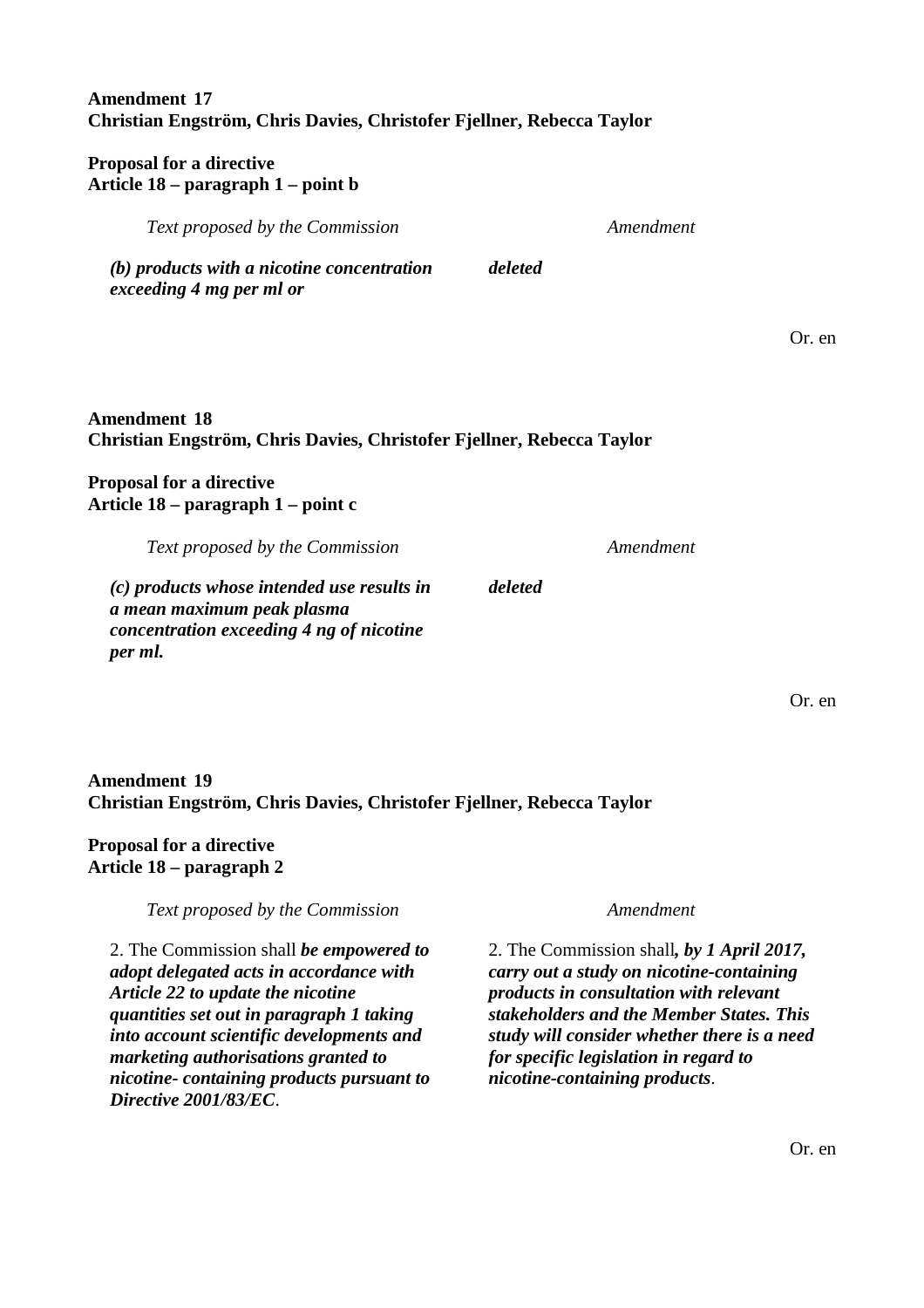**Amendment 17**
**Christian Engström, Chris Davies, Christofer Fjellner, Rebecca Taylor**

**Proposal for a directive**
**Article 18 – paragraph 1 – point b**

| *Text proposed by the Commission* | *Amendment* |
|---|---|
| ***(b) products with a nicotine concentration exceeding 4 mg per ml or*** | ***deleted*** |

Or. en

**Amendment 18**
**Christian Engström, Chris Davies, Christofer Fjellner, Rebecca Taylor**

**Proposal for a directive**
**Article 18 – paragraph 1 – point c**

| *Text proposed by the Commission* | *Amendment* |
|---|---|
| ***(c) products whose intended use results in a mean maximum peak plasma concentration exceeding 4 ng of nicotine per ml.*** | ***deleted*** |

Or. en

**Amendment 19**
**Christian Engström, Chris Davies, Christofer Fjellner, Rebecca Taylor**

**Proposal for a directive**
**Article 18 – paragraph 2**

| *Text proposed by the Commission* | *Amendment* |
|---|---|
| 2. The Commission shall ***be empowered to adopt delegated acts in accordance with Article 22 to update the nicotine quantities set out in paragraph 1 taking into account scientific developments and marketing authorisations granted to nicotine- containing products pursuant to Directive 2001/83/EC***. | 2. The Commission shall***, by 1 April 2017, carry out a study on nicotine-containing products in consultation with relevant stakeholders and the Member States. This study will consider whether there is a need for specific legislation in regard to nicotine-containing products***. |

Or. en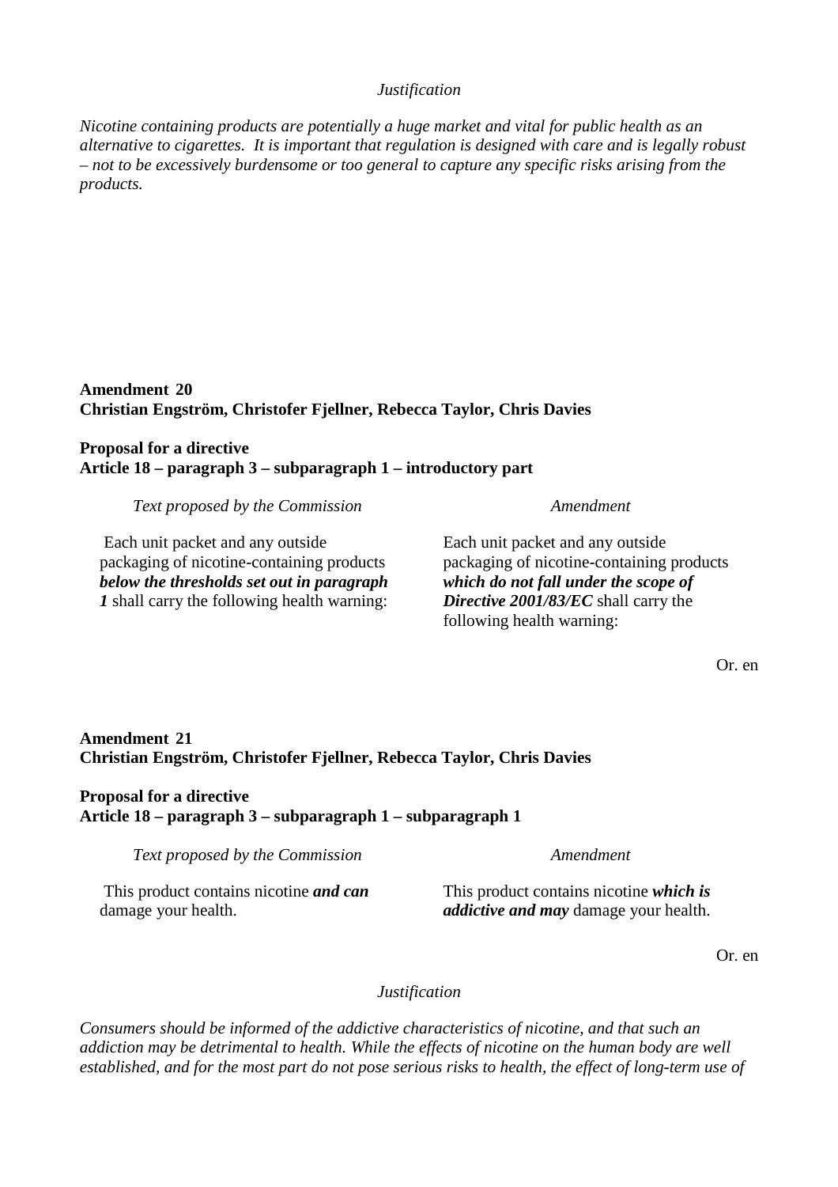*Justification*

*Nicotine containing products are potentially a huge market and vital for public health as an alternative to cigarettes. It is important that regulation is designed with care and is legally robust – not to be excessively burdensome or too general to capture any specific risks arising from the products.*

**Amendment 20**
**Christian Engström, Christofer Fjellner, Rebecca Taylor, Chris Davies**

**Proposal for a directive**
**Article 18 – paragraph 3 – subparagraph 1 – introductory part**

| *Text proposed by the Commission* | *Amendment* |
| --- | --- |
| Each unit packet and any outside packaging of nicotine-containing products ***below the thresholds set out in paragraph 1*** shall carry the following health warning: | Each unit packet and any outside packaging of nicotine-containing products ***which do not fall under the scope of Directive 2001/83/EC*** shall carry the following health warning: |

Or. en

**Amendment 21**
**Christian Engström, Christofer Fjellner, Rebecca Taylor, Chris Davies**

**Proposal for a directive**
**Article 18 – paragraph 3 – subparagraph 1 – subparagraph 1**

| *Text proposed by the Commission* | *Amendment* |
| --- | --- |
| This product contains nicotine ***and can*** damage your health. | This product contains nicotine ***which is addictive and may*** damage your health. |

Or. en

*Justification*

*Consumers should be informed of the addictive characteristics of nicotine, and that such an addiction may be detrimental to health. While the effects of nicotine on the human body are well established, and for the most part do not pose serious risks to health, the effect of long-term use of*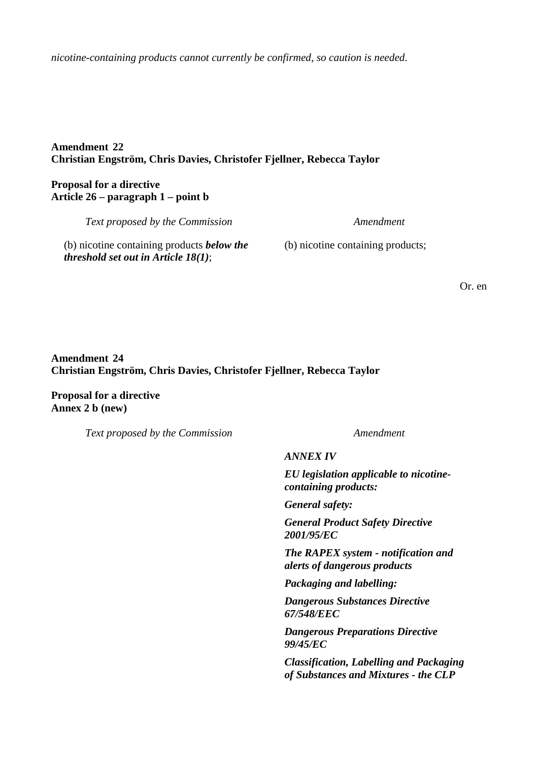*nicotine-containing products cannot currently be confirmed, so caution is needed.*

**Amendment 22**
**Christian Engström, Chris Davies, Christofer Fjellner, Rebecca Taylor**

**Proposal for a directive**
**Article 26 – paragraph 1 – point b**

| *Text proposed by the Commission* | *Amendment* |
|---|---|
| (b) nicotine containing products ***below the threshold set out in Article 18(1)***; | (b) nicotine containing products; |

Or. en

**Amendment 24**
**Christian Engström, Chris Davies, Christofer Fjellner, Rebecca Taylor**

**Proposal for a directive**
**Annex 2 b (new)**

| *Text proposed by the Commission* | *Amendment* |
|---|---|
| | ***ANNEX IV*** |
| | ***EU legislation applicable to nicotine-containing products:*** |
| | ***General safety:*** |
| | ***General Product Safety Directive 2001/95/EC*** |
| | ***The RAPEX system - notification and alerts of dangerous products*** |
| | ***Packaging and labelling:*** |
| | ***Dangerous Substances Directive 67/548/EEC*** |
| | ***Dangerous Preparations Directive 99/45/EC*** |
| | ***Classification, Labelling and Packaging of Substances and Mixtures - the CLP*** |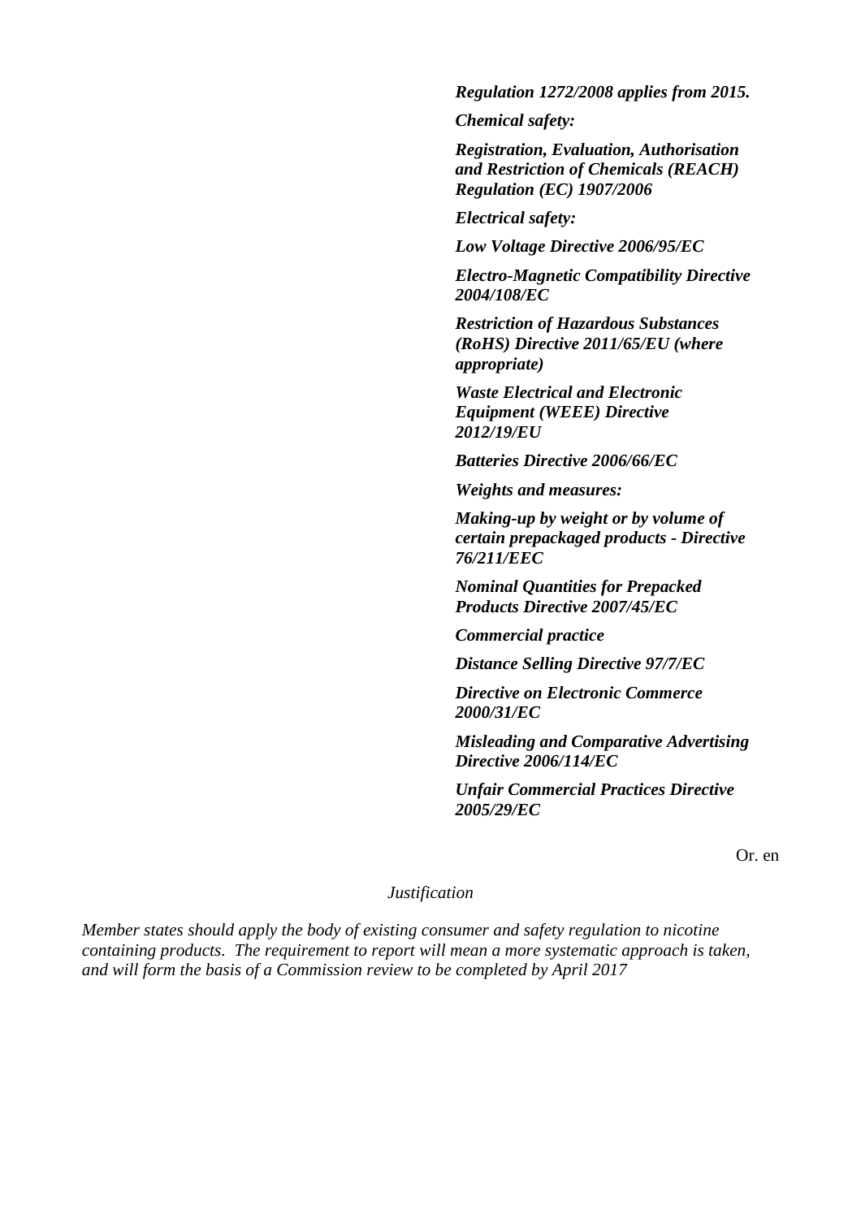***Regulation 1272/2008 applies from 2015.***

***Chemical safety:***

***Registration, Evaluation, Authorisation and Restriction of Chemicals (REACH) Regulation (EC) 1907/2006***

***Electrical safety:***

***Low Voltage Directive 2006/95/EC***

***Electro-Magnetic Compatibility Directive 2004/108/EC***

***Restriction of Hazardous Substances (RoHS) Directive 2011/65/EU (where appropriate)***

***Waste Electrical and Electronic Equipment (WEEE) Directive 2012/19/EU***

***Batteries Directive 2006/66/EC***

***Weights and measures:***

***Making-up by weight or by volume of certain prepackaged products - Directive 76/211/EEC***

***Nominal Quantities for Prepacked Products Directive 2007/45/EC***

***Commercial practice***

***Distance Selling Directive 97/7/EC***

***Directive on Electronic Commerce 2000/31/EC***

***Misleading and Comparative Advertising Directive 2006/114/EC***

***Unfair Commercial Practices Directive 2005/29/EC***

Or. en

*Justification*

*Member states should apply the body of existing consumer and safety regulation to nicotine containing products. The requirement to report will mean a more systematic approach is taken, and will form the basis of a Commission review to be completed by April 2017*